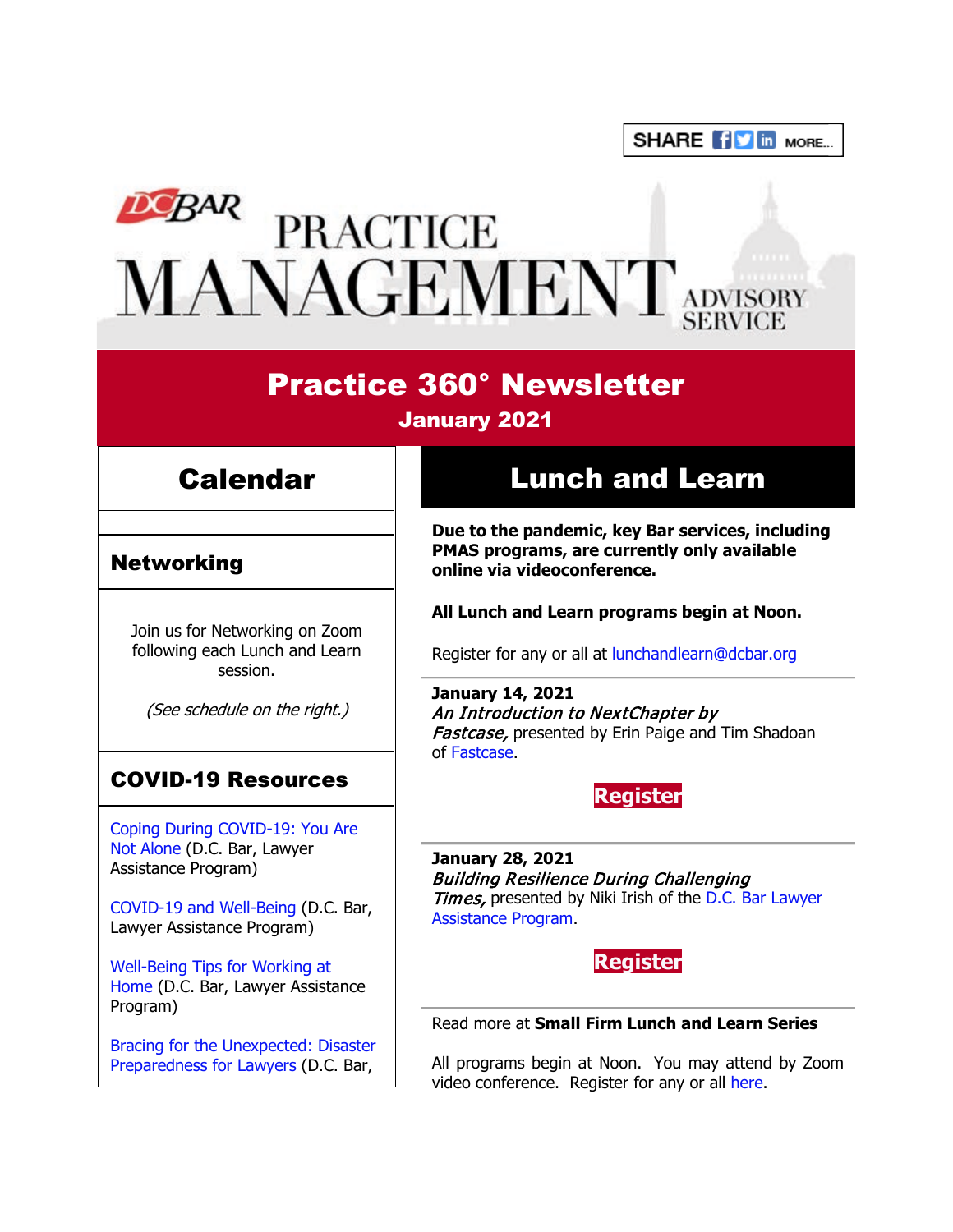SHARE MORE...

DC BAR PRACTICE MANAGEMENT ADVISORY SERVICE

# Practice 360° Newsletter

**January 2021**

## Calendar

### Networking

Join us for Networking on Zoom following each Lunch and Learn session.

*(See schedule on the right.)*

### COVID-19 Resources

Coping During COVID-19: You Are Not Alone (D.C. Bar, Lawyer Assistance Program)

COVID-19 and Well-Being (D.C. Bar, Lawyer Assistance Program)

Well-Being Tips for Working at Home (D.C. Bar, Lawyer Assistance Program)

Bracing for the Unexpected: Disaster Preparedness for Lawyers (D.C. Bar,

## Lunch and Learn

**Due to the pandemic, key Bar services, including PMAS programs, are currently only available online via videoconference.**

**All Lunch and Learn programs begin at Noon.**

Register for any or all at lunchandlearn@dcbar.org

**January 14, 2021**
***An Introduction to NextChapter by Fastcase,*** presented by Erin Paige and Tim Shadoan of Fastcase.

**Register**

**January 28, 2021**
***Building Resilience During Challenging Times,*** presented by Niki Irish of the D.C. Bar Lawyer Assistance Program.

**Register**

Read more at **Small Firm Lunch and Learn Series**

All programs begin at Noon. You may attend by Zoom video conference. Register for any or all here.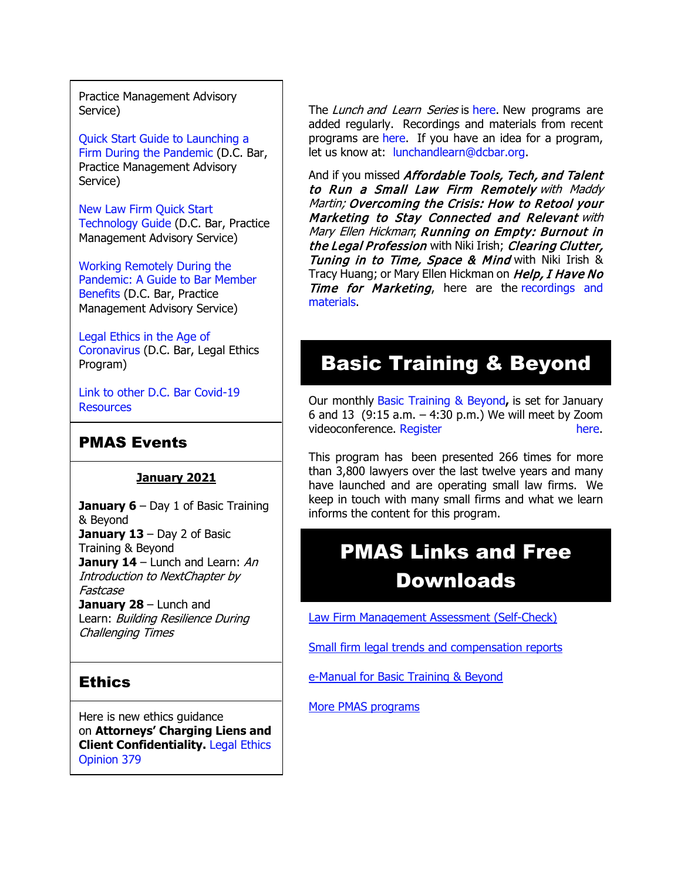Practice Management Advisory Service)

Quick Start Guide to Launching a Firm During the Pandemic (D.C. Bar, Practice Management Advisory Service)

New Law Firm Quick Start Technology Guide (D.C. Bar, Practice Management Advisory Service)

Working Remotely During the Pandemic: A Guide to Bar Member Benefits (D.C. Bar, Practice Management Advisory Service)

Legal Ethics in the Age of Coronavirus (D.C. Bar, Legal Ethics Program)

Link to other D.C. Bar Covid-19 Resources

## PMAS Events

**January 2021**

**January 6** – Day 1 of Basic Training & Beyond
**January 13** – Day 2 of Basic Training & Beyond
**Janury 14** – Lunch and Learn: *An Introduction to NextChapter by Fastcase*
**January 28** – Lunch and Learn: *Building Resilience During Challenging Times*

## Ethics

Here is new ethics guidance on **Attorneys' Charging Liens and Client Confidentiality.** Legal Ethics Opinion 379

The *Lunch and Learn Series* is here. New programs are added regularly. Recordings and materials from recent programs are here. If you have an idea for a program, let us know at: lunchandlearn@dcbar.org.

And if you missed ***Affordable Tools, Tech, and Talent to Run a Small Law Firm Remotely*** *with Maddy Martin;* ***Overcoming the Crisis: How to Retool your Marketing to Stay Connected and Relevant*** *with Mary Ellen Hickman*; ***Running on Empty: Burnout in the Legal Profession*** with Niki Irish; ***Clearing Clutter, Tuning in to Time, Space & Mind*** with Niki Irish & Tracy Huang; or Mary Ellen Hickman on ***Help, I Have No Time for Marketing***, here are the recordings and materials.

# Basic Training & Beyond

Our monthly Basic Training & Beyond**,** is set for January 6 and 13 (9:15 a.m. – 4:30 p.m.) We will meet by Zoom videoconference. Register here.

This program has been presented 266 times for more than 3,800 lawyers over the last twelve years and many have launched and are operating small law firms. We keep in touch with many small firms and what we learn informs the content for this program.

# PMAS Links and Free Downloads

Law Firm Management Assessment (Self-Check)

Small firm legal trends and compensation reports

e-Manual for Basic Training & Beyond

More PMAS programs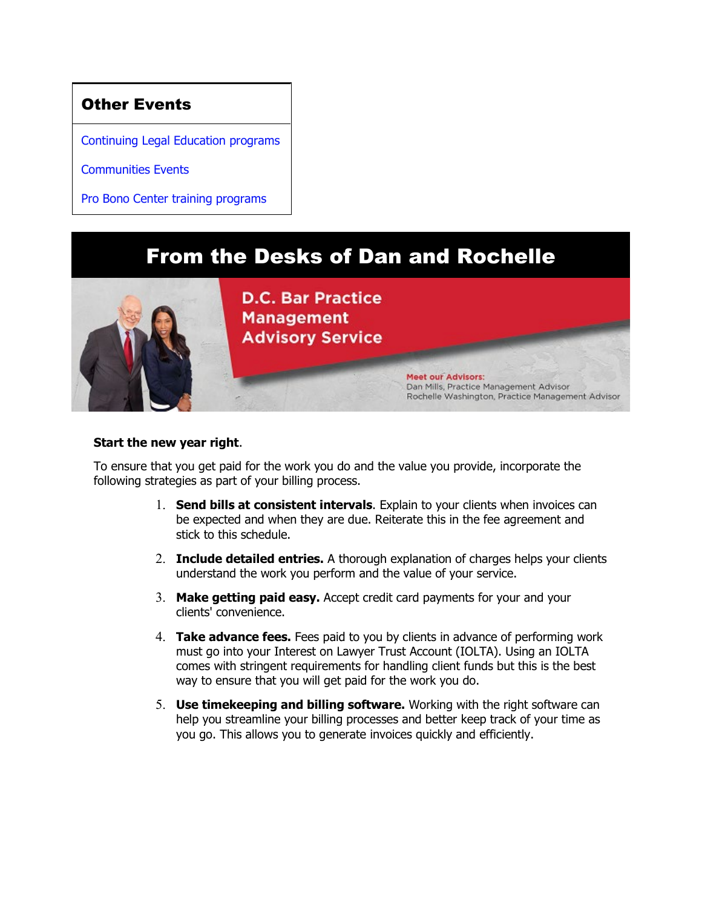## Other Events

Continuing Legal Education programs

Communities Events

Pro Bono Center training programs

# From the Desks of Dan and Rochelle

D.C. Bar Practice Management Advisory Service

Meet our Advisors:
Dan Mills, Practice Management Advisor
Rochelle Washington, Practice Management Advisor

**Start the new year right**.

To ensure that you get paid for the work you do and the value you provide, incorporate the following strategies as part of your billing process.

1. **Send bills at consistent intervals**. Explain to your clients when invoices can be expected and when they are due. Reiterate this in the fee agreement and stick to this schedule.
2. **Include detailed entries.** A thorough explanation of charges helps your clients understand the work you perform and the value of your service.
3. **Make getting paid easy.** Accept credit card payments for your and your clients' convenience.
4. **Take advance fees.** Fees paid to you by clients in advance of performing work must go into your Interest on Lawyer Trust Account (IOLTA). Using an IOLTA comes with stringent requirements for handling client funds but this is the best way to ensure that you will get paid for the work you do.
5. **Use timekeeping and billing software.** Working with the right software can help you streamline your billing processes and better keep track of your time as you go. This allows you to generate invoices quickly and efficiently.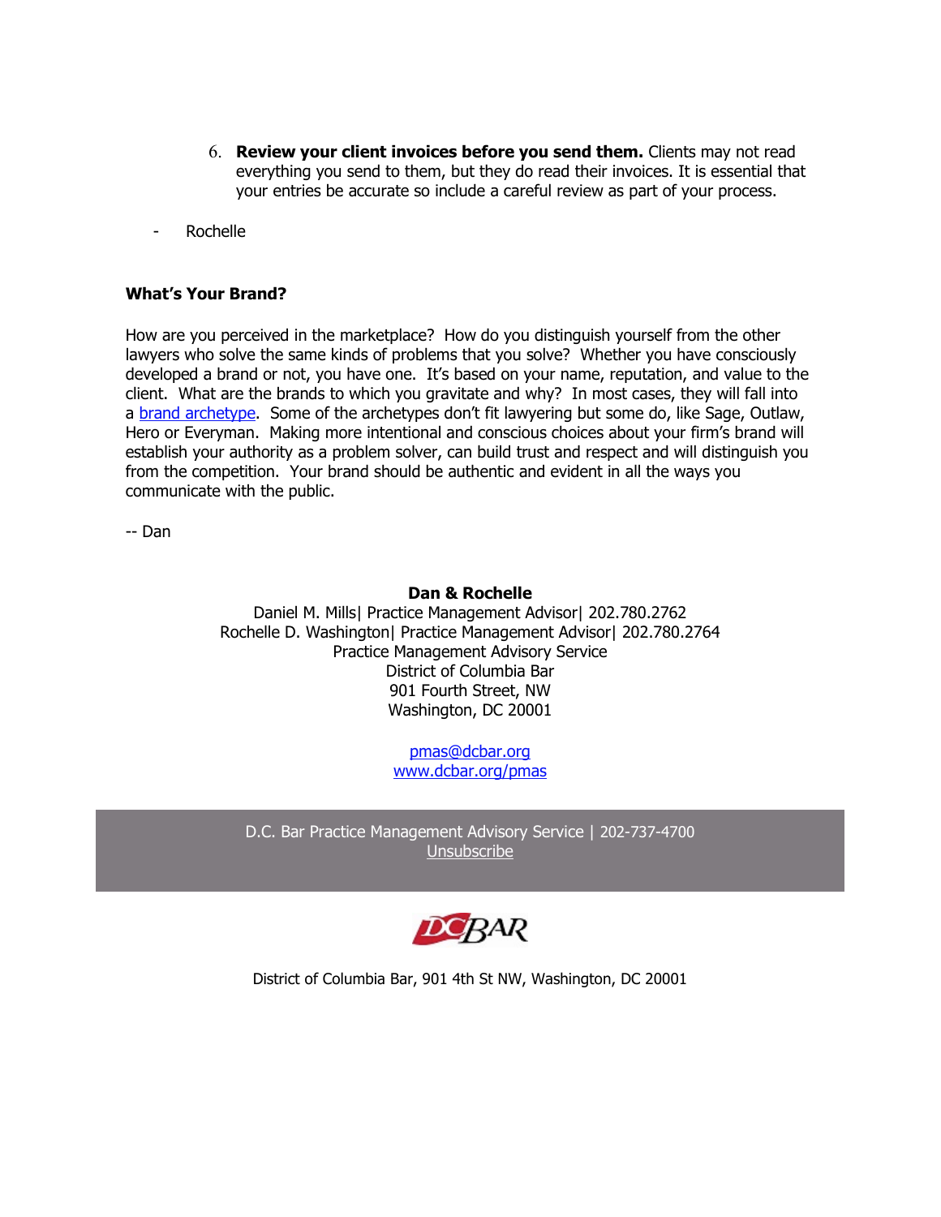6. **Review your client invoices before you send them.** Clients may not read everything you send to them, but they do read their invoices. It is essential that your entries be accurate so include a careful review as part of your process.

- Rochelle

**What's Your Brand?**

How are you perceived in the marketplace? How do you distinguish yourself from the other lawyers who solve the same kinds of problems that you solve? Whether you have consciously developed a brand or not, you have one. It's based on your name, reputation, and value to the client. What are the brands to which you gravitate and why? In most cases, they will fall into a brand archetype. Some of the archetypes don't fit lawyering but some do, like Sage, Outlaw, Hero or Everyman. Making more intentional and conscious choices about your firm's brand will establish your authority as a problem solver, can build trust and respect and will distinguish you from the competition. Your brand should be authentic and evident in all the ways you communicate with the public.

-- Dan

**Dan & Rochelle**

Daniel M. Mills| Practice Management Advisor| 202.780.2762
Rochelle D. Washington| Practice Management Advisor| 202.780.2764
Practice Management Advisory Service
District of Columbia Bar
901 Fourth Street, NW
Washington, DC 20001

pmas@dcbar.org
www.dcbar.org/pmas

D.C. Bar Practice Management Advisory Service | 202-737-4700
Unsubscribe

DCBAR

District of Columbia Bar, 901 4th St NW, Washington, DC 20001